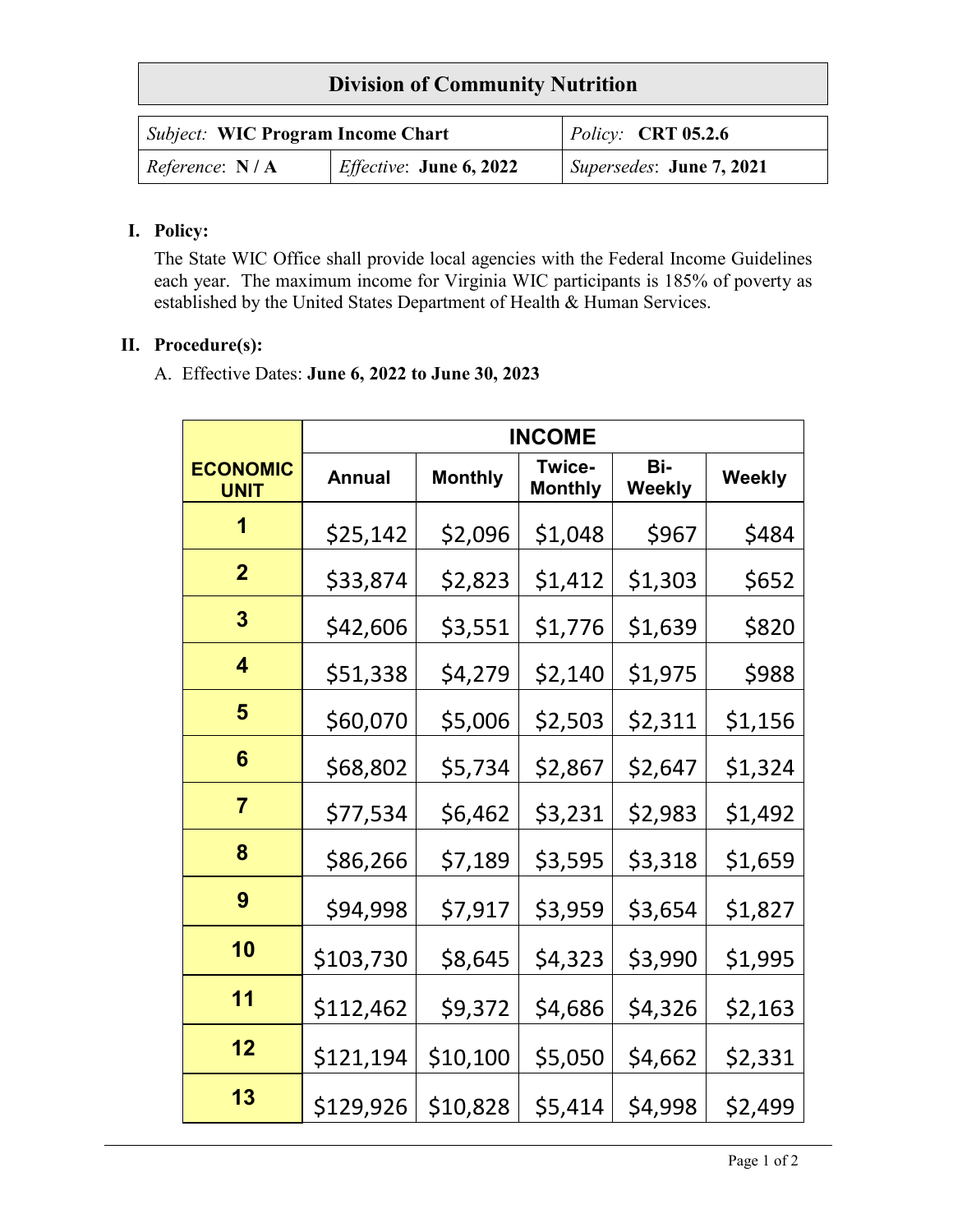# Division of Community Nutrition

| *Subject:* **WIC Program Income Chart** | | *Policy:* **CRT 05.2.6** |
|---|---|---|
| *Reference*: **N / A** | *Effective*: **June 6, 2022** | *Supersedes*: **June 7, 2021** |

## I. Policy:

The State WIC Office shall provide local agencies with the Federal Income Guidelines each year. The maximum income for Virginia WIC participants is 185% of poverty as established by the United States Department of Health & Human Services.

## II. Procedure(s):

A. Effective Dates: **June 6, 2022 to June 30, 2023**

| ECONOMIC UNIT | INCOME | | | | |
|---|---|---|---|---|---|
| | Annual | Monthly | Twice-Monthly | Bi-Weekly | Weekly |
| 1 | $25,142 | $2,096 | $1,048 | $967 | $484 |
| 2 | $33,874 | $2,823 | $1,412 | $1,303 | $652 |
| 3 | $42,606 | $3,551 | $1,776 | $1,639 | $820 |
| 4 | $51,338 | $4,279 | $2,140 | $1,975 | $988 |
| 5 | $60,070 | $5,006 | $2,503 | $2,311 | $1,156 |
| 6 | $68,802 | $5,734 | $2,867 | $2,647 | $1,324 |
| 7 | $77,534 | $6,462 | $3,231 | $2,983 | $1,492 |
| 8 | $86,266 | $7,189 | $3,595 | $3,318 | $1,659 |
| 9 | $94,998 | $7,917 | $3,959 | $3,654 | $1,827 |
| 10 | $103,730 | $8,645 | $4,323 | $3,990 | $1,995 |
| 11 | $112,462 | $9,372 | $4,686 | $4,326 | $2,163 |
| 12 | $121,194 | $10,100 | $5,050 | $4,662 | $2,331 |
| 13 | $129,926 | $10,828 | $5,414 | $4,998 | $2,499 |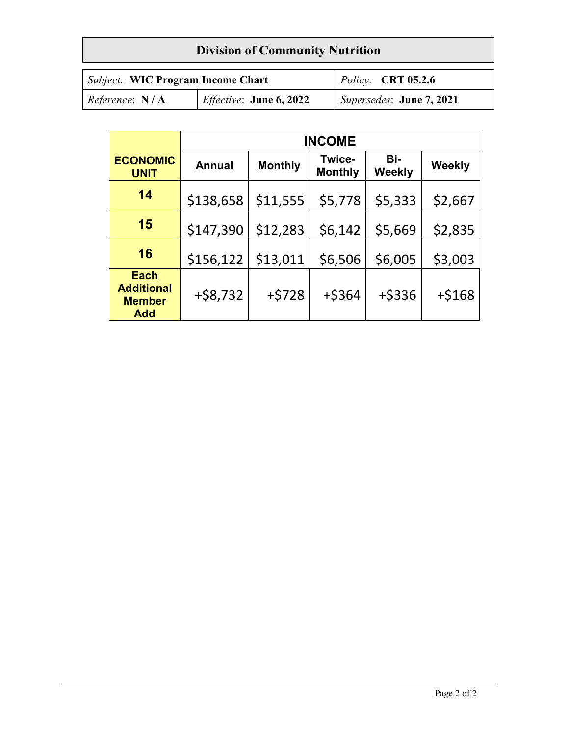## Division of Community Nutrition

| *Subject:* **WIC Program Income Chart** | | *Policy:* **CRT 05.2.6** |
|---|---|---|
| *Reference*: **N / A** | *Effective*: **June 6, 2022** | *Supersedes*: **June 7, 2021** |

| ECONOMIC UNIT | INCOME | | | | |
|---|---|---|---|---|---|
| | Annual | Monthly | Twice-Monthly | Bi-Weekly | Weekly |
| **14** | $138,658 | $11,555 | $5,778 | $5,333 | $2,667 |
| **15** | $147,390 | $12,283 | $6,142 | $5,669 | $2,835 |
| **16** | $156,122 | $13,011 | $6,506 | $6,005 | $3,003 |
| **Each Additional Member Add** | +$8,732 | +$728 | +$364 | +$336 | +$168 |